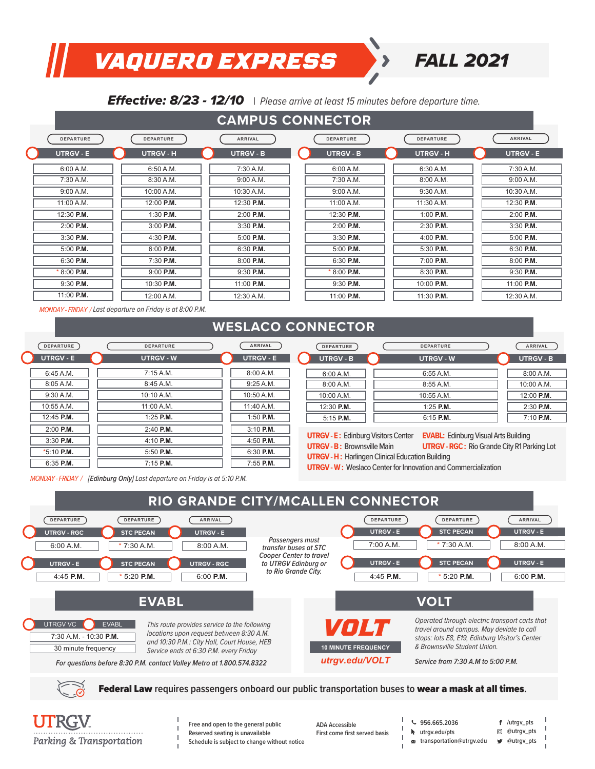# VAQUERO EXPRESS — FALL 2021

***Effective: 8/23 - 12/10*** | *Please arrive at least 15 minutes before departure time.*

## CAMPUS CONNECTOR

| DEPARTURE UTRGV - E | DEPARTURE UTRGV - H | ARRIVAL UTRGV - B |
|---|---|---|
| 6:00 A.M. | 6:50 A.M. | 7:30 A.M. |
| 7:30 A.M. | 8:30 A.M. | 9:00 A.M. |
| 9:00 A.M. | 10:00 A.M. | 10:30 A.M. |
| 11:00 A.M. | 12:00 **P.M.** | 12:30 **P.M.** |
| 12:30 **P.M.** | 1:30 **P.M.** | 2:00 **P.M.** |
| 2:00 **P.M.** | 3:00 **P.M.** | 3:30 **P.M.** |
| 3:30 **P.M.** | 4:30 **P.M.** | 5:00 **P.M.** |
| 5:00 **P.M.** | 6:00 **P.M.** | 6:30 **P.M.** |
| 6:30 **P.M.** | 7:30 **P.M.** | 8:00 **P.M.** |
| * 8:00 **P.M.** | 9:00 **P.M.** | 9:30 **P.M.** |
| 9:30 **P.M.** | 10:30 **P.M.** | 11:00 **P.M.** |
| 11:00 **P.M.** | 12:00 A.M. | 12:30 A.M. |

| DEPARTURE UTRGV - B | DEPARTURE UTRGV - H | ARRIVAL UTRGV - E |
|---|---|---|
| 6:00 A.M. | 6:30 A.M. | 7:30 A.M. |
| 7:30 A.M. | 8:00 A.M. | 9:00 A.M. |
| 9:00 A.M. | 9:30 A.M. | 10:30 A.M. |
| 11:00 A.M. | 11:30 A.M. | 12:30 **P.M.** |
| 12:30 **P.M.** | 1:00 **P.M.** | 2:00 **P.M.** |
| 2:00 **P.M.** | 2:30 **P.M.** | 3:30 **P.M.** |
| 3:30 **P.M.** | 4:00 **P.M.** | 5:00 **P.M.** |
| 5:00 **P.M.** | 5:30 **P.M.** | 6:30 **P.M.** |
| 6:30 **P.M.** | 7:00 **P.M.** | 8:00 **P.M.** |
| * 8:00 **P.M.** | 8:30 **P.M.** | 9:30 **P.M.** |
| 9:30 **P.M.** | 10:00 **P.M.** | 11:00 **P.M.** |
| 11:00 **P.M.** | 11:30 **P.M.** | 12:30 A.M. |

*MONDAY - FRIDAY / Last departure on Friday is at 8:00 P.M.*

## WESLACO CONNECTOR

| DEPARTURE UTRGV - E | DEPARTURE UTRGV - W | ARRIVAL UTRGV - E |
|---|---|---|
| 6:45 A.M. | 7:15 A.M. | 8:00 A.M. |
| 8:05 A.M. | 8:45 A.M. | 9:25 A.M. |
| 9:30 A.M. | 10:10 A.M. | 10:50 A.M. |
| 10:55 A.M. | 11:00 A.M. | 11:40 A.M. |
| 12:45 **P.M.** | 1:25 **P.M.** | 1:50 **P.M.** |
| 2:00 **P.M.** | 2:40 **P.M.** | 3:10 **P.M.** |
| 3:30 **P.M.** | 4:10 **P.M.** | 4:50 **P.M.** |
| *5:10 **P.M.** | 5:50 **P.M.** | 6:30 **P.M.** |
| 6:35 **P.M.** | 7:15 **P.M.** | 7:55 **P.M.** |

| DEPARTURE UTRGV - B | DEPARTURE UTRGV - W | ARRIVAL UTRGV - B |
|---|---|---|
| 6:00 A.M. | 6:55 A.M. | 8:00 A.M. |
| 8:00 A.M. | 8:55 A.M. | 10:00 A.M. |
| 10:00 A.M. | 10:55 A.M. | 12:00 **P.M.** |
| 12:30 **P.M.** | 1:25 **P.M.** | 2:30 **P.M.** |
| 5:15 **P.M.** | 6:15 **P.M.** | 7:10 **P.M.** |

*MONDAY - FRIDAY / [Edinburg Only] Last departure on Friday is at 5:10 P.M.*

**UTRGV - E:** Edinburg Visitors Center
**EVABL:** Edinburg Visual Arts Building
**UTRGV - B:** Brownsville Main
**UTRGV - RGC:** Rio Grande City R1 Parking Lot
**UTRGV - H:** Harlingen Clinical Education Building
**UTRGV - W:** Weslaco Center for Innovation and Commercialization

## RIO GRANDE CITY/MCALLEN CONNECTOR

| DEPARTURE UTRGV - RGC | DEPARTURE STC PECAN | ARRIVAL UTRGV - E |
|---|---|---|
| 6:00 A.M. | * 7:30 A.M. | 8:00 A.M. |

| DEPARTURE UTRGV - E | DEPARTURE STC PECAN | ARRIVAL UTRGV - RGC |
|---|---|---|
| 4:45 **P.M.** | * 5:20 **P.M.** | 6:00 **P.M.** |

*Passengers must transfer buses at STC Cooper Center to travel to UTRGV Edinburg or to Rio Grande City.*

| DEPARTURE UTRGV - E | DEPARTURE STC PECAN | ARRIVAL UTRGV - E |
|---|---|---|
| 7:00 A.M. | * 7:30 A.M. | 8:00 A.M. |
| 4:45 **P.M.** | * 5:20 **P.M.** | 6:00 **P.M.** |

## EVABL

| UTRGV VC | EVABL |
|---|---|
| 7:30 A.M. - 10:30 **P.M.** | |
| 30 minute frequency | |

*This route provides service to the following locations upon request between 8:30 A.M. and 10:30 P.M.: City Hall, Court House, HEB Service ends at 6:30 P.M. every Friday*

***For questions before 8:30 P.M. contact Valley Metro at 1.800.574.8322***

## VOLT

**VOLT**

**10 MINUTE FREQUENCY**

***utrgv.edu/VOLT***

*Operated through electric transport carts that travel around campus. May deviate to call stops: lots E8, E19, Edinburg Visitor's Center & Brownsville Student Union.*

*Service from 7:30 A.M to 5:00 P.M.*

**Federal Law** requires passengers onboard our public transportation buses to **wear a mask at all times**.

UTRGV Parking & Transportation

Free and open to the general public
Reserved seating is unavailable
Schedule is subject to change without notice

ADA Accessible
First come first served basis

956.665.2036
utrgv.edu/pts
transportation@utrgv.edu

/utrgv_pts
@utrgv_pts
@utrgv_pts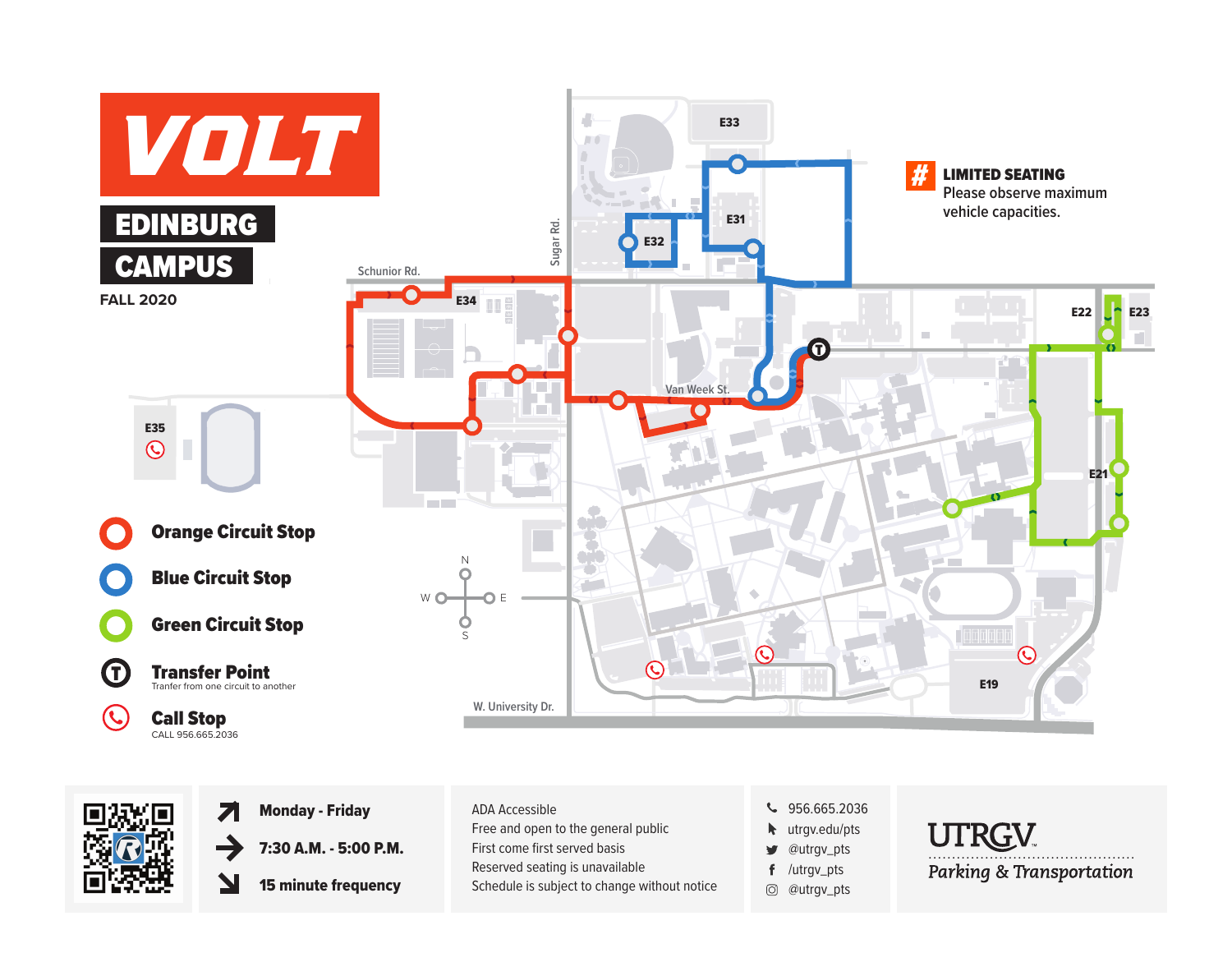# VOLT

## EDINBURG CAMPUS

FALL 2020

**LIMITED SEATING**
Please observe maximum vehicle capacities.

Schunior Rd.

Sugar Rd.

Van Week St.

W. University Dr.

E31 E32 E33 E34 E35 E19 E21 E22 E23

N W E S

- **Orange Circuit Stop**
- **Blue Circuit Stop**
- **Green Circuit Stop**
- **Transfer Point** — Tranfer from one circuit to another
- **Call Stop** — CALL 956.665.2036

**Monday - Friday**

**7:30 A.M. - 5:00 P.M.**

**15 minute frequency**

ADA Accessible
Free and open to the general public
First come first served basis
Reserved seating is unavailable
Schedule is subject to change without notice

956.665.2036
utrgv.edu/pts
@utrgv_pts
/utrgv_pts
@utrgv_pts

UTRGV
*Parking & Transportation*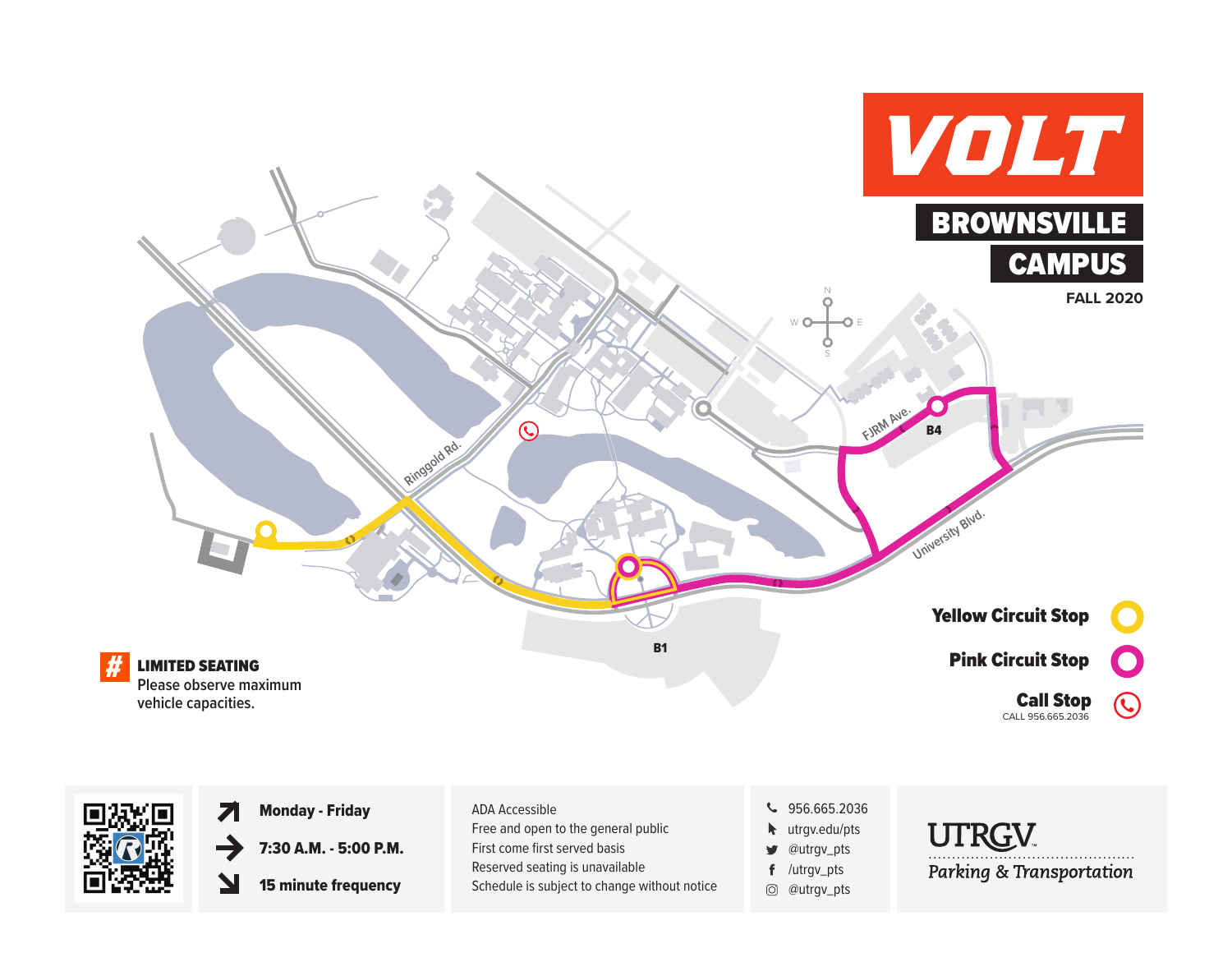# VOLT

## BROWNSVILLE CAMPUS

FALL 2020

N
W E
S

Ringgold Rd.

FJRM Ave.

University Blvd.

B4

B1

**Yellow Circuit Stop**

**Pink Circuit Stop**

**Call Stop**
CALL 956.665.2036

**# LIMITED SEATING**
Please observe maximum vehicle capacities.

**Monday - Friday**

**7:30 A.M. - 5:00 P.M.**

**15 minute frequency**

ADA Accessible
Free and open to the general public
First come first served basis
Reserved seating is unavailable
Schedule is subject to change without notice

956.665.2036
utrgv.edu/pts
@utrgv_pts
/utrgv_pts
@utrgv_pts

UTRGV
*Parking & Transportation*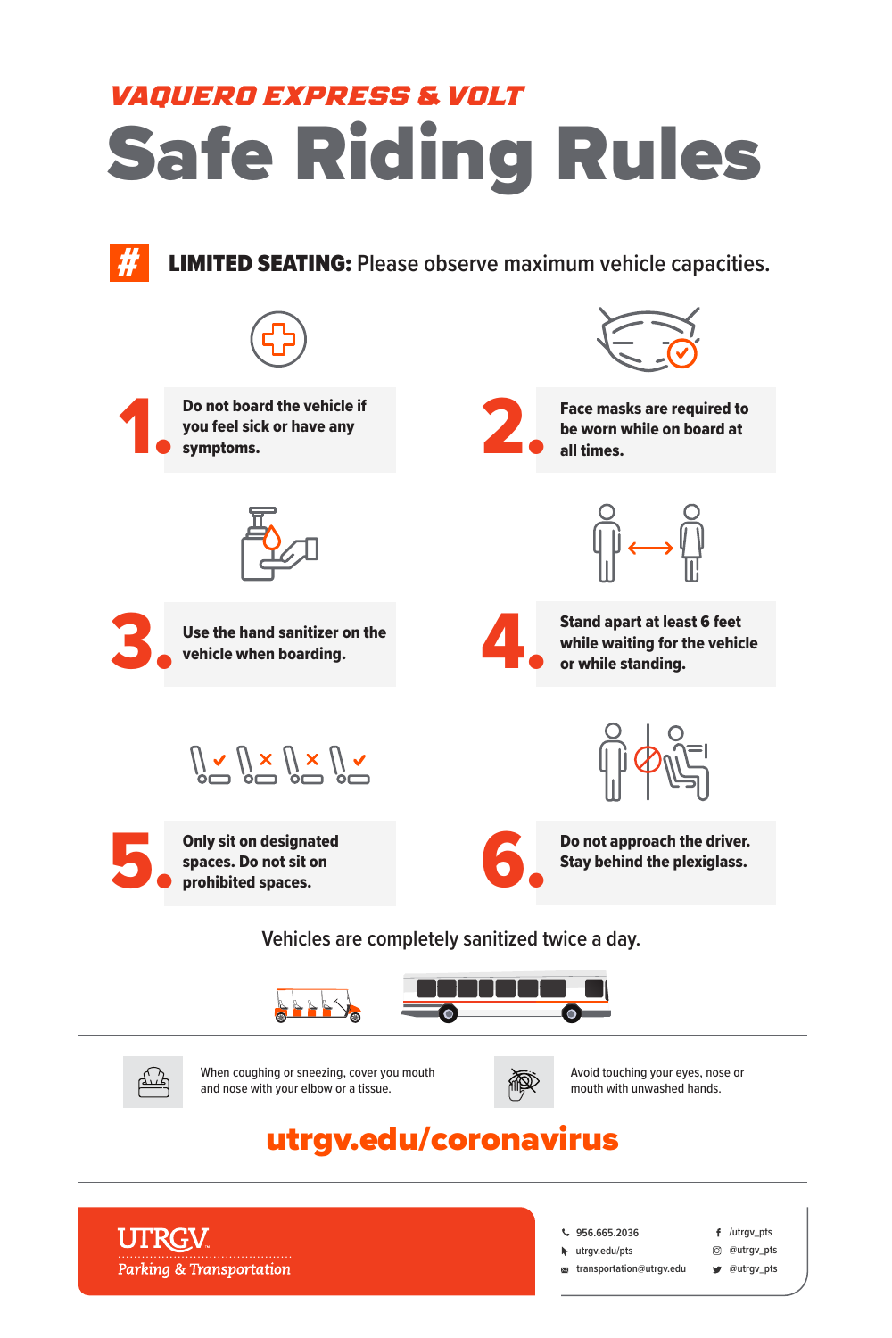## VAQUERO EXPRESS & VOLT

# Safe Riding Rules

**LIMITED SEATING:** Please observe maximum vehicle capacities.

1. **Do not board the vehicle if you feel sick or have any symptoms.**
2. **Face masks are required to be worn while on board at all times.**
3. **Use the hand sanitizer on the vehicle when boarding.**
4. **Stand apart at least 6 feet while waiting for the vehicle or while standing.**
5. **Only sit on designated spaces. Do not sit on prohibited spaces.**
6. **Do not approach the driver. Stay behind the plexiglass.**

Vehicles are completely sanitized twice a day.

When coughing or sneezing, cover you mouth and nose with your elbow or a tissue.

Avoid touching your eyes, nose or mouth with unwashed hands.

**utrgv.edu/coronavirus**

UTRGV
*Parking & Transportation*

956.665.2036
utrgv.edu/pts
transportation@utrgv.edu

/utrgv_pts
@utrgv_pts
@utrgv_pts